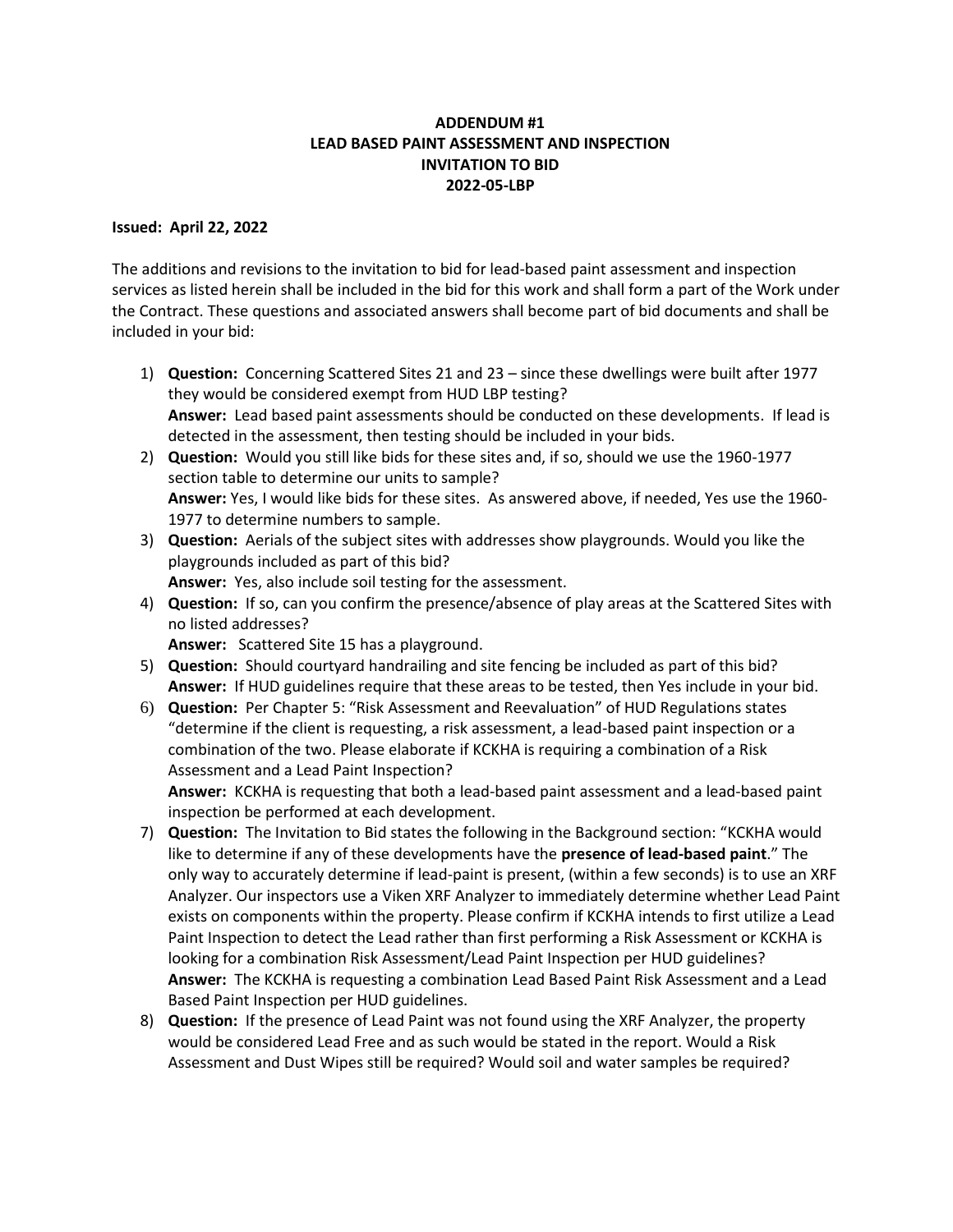**ADDENDUM #1**
**LEAD BASED PAINT ASSESSMENT AND INSPECTION**
**INVITATION TO BID**
**2022-05-LBP**

**Issued: April 22, 2022**

The additions and revisions to the invitation to bid for lead-based paint assessment and inspection services as listed herein shall be included in the bid for this work and shall form a part of the Work under the Contract. These questions and associated answers shall become part of bid documents and shall be included in your bid:

1) **Question:** Concerning Scattered Sites 21 and 23 – since these dwellings were built after 1977 they would be considered exempt from HUD LBP testing?
   **Answer:** Lead based paint assessments should be conducted on these developments. If lead is detected in the assessment, then testing should be included in your bids.
2) **Question:** Would you still like bids for these sites and, if so, should we use the 1960-1977 section table to determine our units to sample?
   **Answer:** Yes, I would like bids for these sites. As answered above, if needed, Yes use the 1960-1977 to determine numbers to sample.
3) **Question:** Aerials of the subject sites with addresses show playgrounds. Would you like the playgrounds included as part of this bid?
   **Answer:** Yes, also include soil testing for the assessment.
4) **Question:** If so, can you confirm the presence/absence of play areas at the Scattered Sites with no listed addresses?
   **Answer:** Scattered Site 15 has a playground.
5) **Question:** Should courtyard handrailing and site fencing be included as part of this bid?
   **Answer:** If HUD guidelines require that these areas to be tested, then Yes include in your bid.
6) **Question:** Per Chapter 5: "Risk Assessment and Reevaluation" of HUD Regulations states "determine if the client is requesting, a risk assessment, a lead-based paint inspection or a combination of the two. Please elaborate if KCKHA is requiring a combination of a Risk Assessment and a Lead Paint Inspection?
   **Answer:** KCKHA is requesting that both a lead-based paint assessment and a lead-based paint inspection be performed at each development.
7) **Question:** The Invitation to Bid states the following in the Background section: "KCKHA would like to determine if any of these developments have the **presence of lead-based paint**." The only way to accurately determine if lead-paint is present, (within a few seconds) is to use an XRF Analyzer. Our inspectors use a Viken XRF Analyzer to immediately determine whether Lead Paint exists on components within the property. Please confirm if KCKHA intends to first utilize a Lead Paint Inspection to detect the Lead rather than first performing a Risk Assessment or KCKHA is looking for a combination Risk Assessment/Lead Paint Inspection per HUD guidelines?
   **Answer:** The KCKHA is requesting a combination Lead Based Paint Risk Assessment and a Lead Based Paint Inspection per HUD guidelines.
8) **Question:** If the presence of Lead Paint was not found using the XRF Analyzer, the property would be considered Lead Free and as such would be stated in the report. Would a Risk Assessment and Dust Wipes still be required? Would soil and water samples be required?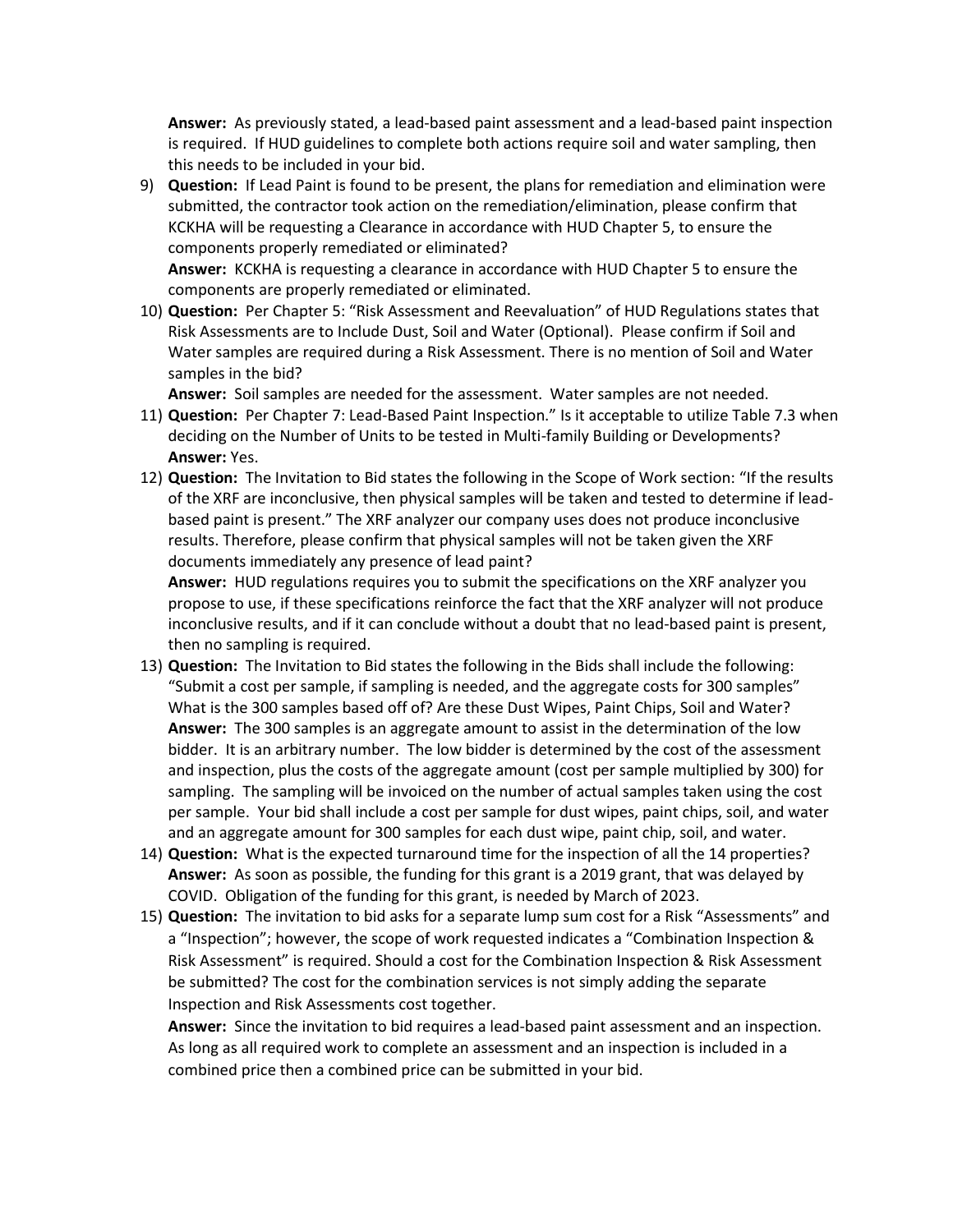**Answer:** As previously stated, a lead-based paint assessment and a lead-based paint inspection is required. If HUD guidelines to complete both actions require soil and water sampling, then this needs to be included in your bid.

9) **Question:** If Lead Paint is found to be present, the plans for remediation and elimination were submitted, the contractor took action on the remediation/elimination, please confirm that KCKHA will be requesting a Clearance in accordance with HUD Chapter 5, to ensure the components properly remediated or eliminated?
   **Answer:** KCKHA is requesting a clearance in accordance with HUD Chapter 5 to ensure the components are properly remediated or eliminated.
10) **Question:** Per Chapter 5: "Risk Assessment and Reevaluation" of HUD Regulations states that Risk Assessments are to Include Dust, Soil and Water (Optional). Please confirm if Soil and Water samples are required during a Risk Assessment. There is no mention of Soil and Water samples in the bid?
    **Answer:** Soil samples are needed for the assessment. Water samples are not needed.
11) **Question:** Per Chapter 7: Lead-Based Paint Inspection." Is it acceptable to utilize Table 7.3 when deciding on the Number of Units to be tested in Multi-family Building or Developments?
    **Answer:** Yes.
12) **Question:** The Invitation to Bid states the following in the Scope of Work section: "If the results of the XRF are inconclusive, then physical samples will be taken and tested to determine if lead-based paint is present." The XRF analyzer our company uses does not produce inconclusive results. Therefore, please confirm that physical samples will not be taken given the XRF documents immediately any presence of lead paint?
    **Answer:** HUD regulations requires you to submit the specifications on the XRF analyzer you propose to use, if these specifications reinforce the fact that the XRF analyzer will not produce inconclusive results, and if it can conclude without a doubt that no lead-based paint is present, then no sampling is required.
13) **Question:** The Invitation to Bid states the following in the Bids shall include the following: "Submit a cost per sample, if sampling is needed, and the aggregate costs for 300 samples" What is the 300 samples based off of? Are these Dust Wipes, Paint Chips, Soil and Water?
    **Answer:** The 300 samples is an aggregate amount to assist in the determination of the low bidder. It is an arbitrary number. The low bidder is determined by the cost of the assessment and inspection, plus the costs of the aggregate amount (cost per sample multiplied by 300) for sampling. The sampling will be invoiced on the number of actual samples taken using the cost per sample. Your bid shall include a cost per sample for dust wipes, paint chips, soil, and water and an aggregate amount for 300 samples for each dust wipe, paint chip, soil, and water.
14) **Question:** What is the expected turnaround time for the inspection of all the 14 properties?
    **Answer:** As soon as possible, the funding for this grant is a 2019 grant, that was delayed by COVID. Obligation of the funding for this grant, is needed by March of 2023.
15) **Question:** The invitation to bid asks for a separate lump sum cost for a Risk "Assessments" and a "Inspection"; however, the scope of work requested indicates a "Combination Inspection & Risk Assessment" is required. Should a cost for the Combination Inspection & Risk Assessment be submitted? The cost for the combination services is not simply adding the separate Inspection and Risk Assessments cost together.
    **Answer:** Since the invitation to bid requires a lead-based paint assessment and an inspection. As long as all required work to complete an assessment and an inspection is included in a combined price then a combined price can be submitted in your bid.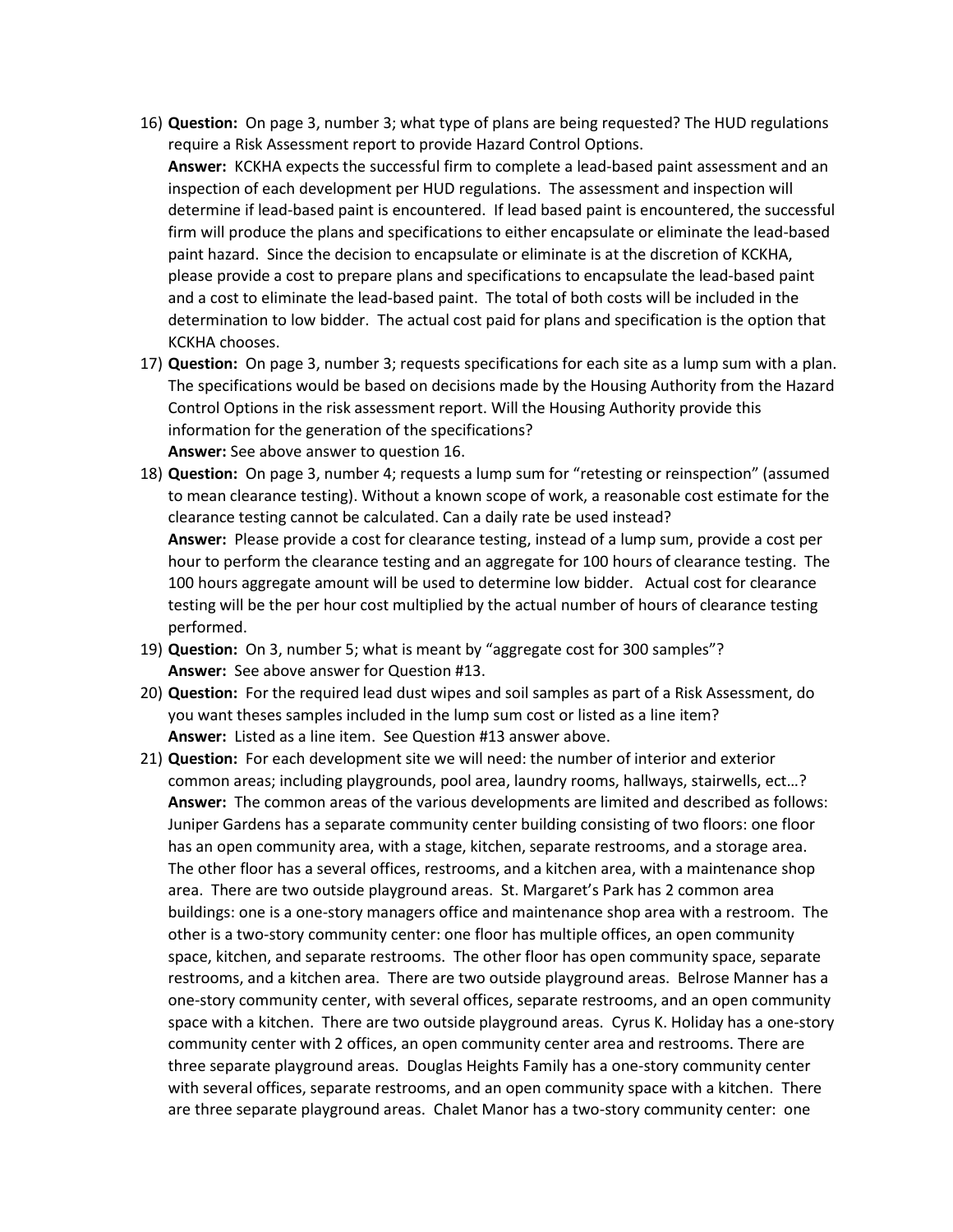16) **Question:** On page 3, number 3; what type of plans are being requested? The HUD regulations require a Risk Assessment report to provide Hazard Control Options.
**Answer:** KCKHA expects the successful firm to complete a lead-based paint assessment and an inspection of each development per HUD regulations. The assessment and inspection will determine if lead-based paint is encountered. If lead based paint is encountered, the successful firm will produce the plans and specifications to either encapsulate or eliminate the lead-based paint hazard. Since the decision to encapsulate or eliminate is at the discretion of KCKHA, please provide a cost to prepare plans and specifications to encapsulate the lead-based paint and a cost to eliminate the lead-based paint. The total of both costs will be included in the determination to low bidder. The actual cost paid for plans and specification is the option that KCKHA chooses.

17) **Question:** On page 3, number 3; requests specifications for each site as a lump sum with a plan. The specifications would be based on decisions made by the Housing Authority from the Hazard Control Options in the risk assessment report. Will the Housing Authority provide this information for the generation of the specifications?
**Answer:** See above answer to question 16.

18) **Question:** On page 3, number 4; requests a lump sum for "retesting or reinspection" (assumed to mean clearance testing). Without a known scope of work, a reasonable cost estimate for the clearance testing cannot be calculated. Can a daily rate be used instead?
**Answer:** Please provide a cost for clearance testing, instead of a lump sum, provide a cost per hour to perform the clearance testing and an aggregate for 100 hours of clearance testing. The 100 hours aggregate amount will be used to determine low bidder. Actual cost for clearance testing will be the per hour cost multiplied by the actual number of hours of clearance testing performed.

19) **Question:** On 3, number 5; what is meant by "aggregate cost for 300 samples"?
**Answer:** See above answer for Question #13.

20) **Question:** For the required lead dust wipes and soil samples as part of a Risk Assessment, do you want theses samples included in the lump sum cost or listed as a line item?
**Answer:** Listed as a line item. See Question #13 answer above.

21) **Question:** For each development site we will need: the number of interior and exterior common areas; including playgrounds, pool area, laundry rooms, hallways, stairwells, ect…?
**Answer:** The common areas of the various developments are limited and described as follows: Juniper Gardens has a separate community center building consisting of two floors: one floor has an open community area, with a stage, kitchen, separate restrooms, and a storage area. The other floor has a several offices, restrooms, and a kitchen area, with a maintenance shop area. There are two outside playground areas. St. Margaret's Park has 2 common area buildings: one is a one-story managers office and maintenance shop area with a restroom. The other is a two-story community center: one floor has multiple offices, an open community space, kitchen, and separate restrooms. The other floor has open community space, separate restrooms, and a kitchen area. There are two outside playground areas. Belrose Manner has a one-story community center, with several offices, separate restrooms, and an open community space with a kitchen. There are two outside playground areas. Cyrus K. Holiday has a one-story community center with 2 offices, an open community center area and restrooms. There are three separate playground areas. Douglas Heights Family has a one-story community center with several offices, separate restrooms, and an open community space with a kitchen. There are three separate playground areas. Chalet Manor has a two-story community center: one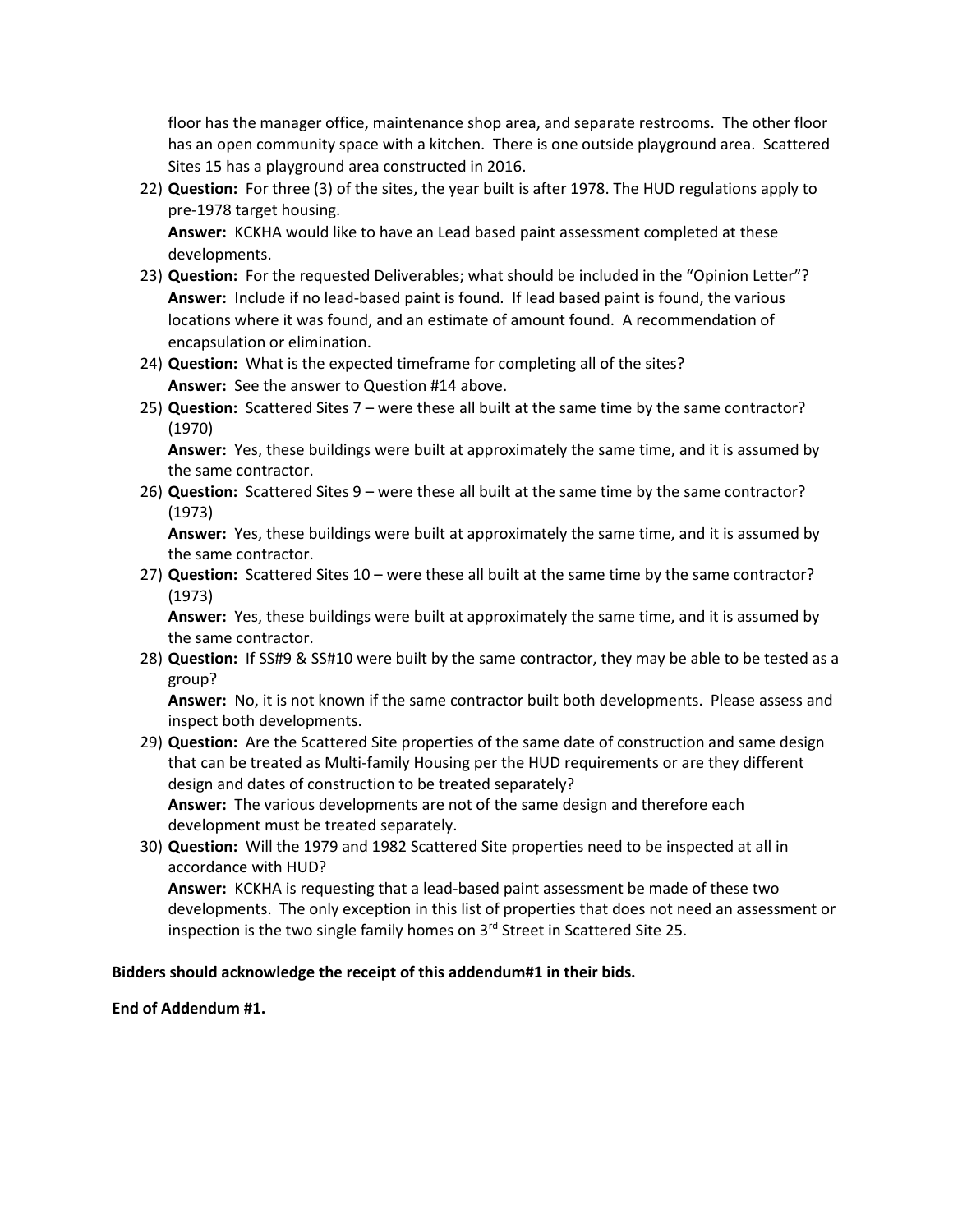floor has the manager office, maintenance shop area, and separate restrooms. The other floor has an open community space with a kitchen. There is one outside playground area. Scattered Sites 15 has a playground area constructed in 2016.

22) **Question:** For three (3) of the sites, the year built is after 1978. The HUD regulations apply to pre-1978 target housing.
    **Answer:** KCKHA would like to have an Lead based paint assessment completed at these developments.
23) **Question:** For the requested Deliverables; what should be included in the "Opinion Letter"?
    **Answer:** Include if no lead-based paint is found. If lead based paint is found, the various locations where it was found, and an estimate of amount found. A recommendation of encapsulation or elimination.
24) **Question:** What is the expected timeframe for completing all of the sites?
    **Answer:** See the answer to Question #14 above.
25) **Question:** Scattered Sites 7 – were these all built at the same time by the same contractor? (1970)
    **Answer:** Yes, these buildings were built at approximately the same time, and it is assumed by the same contractor.
26) **Question:** Scattered Sites 9 – were these all built at the same time by the same contractor? (1973)
    **Answer:** Yes, these buildings were built at approximately the same time, and it is assumed by the same contractor.
27) **Question:** Scattered Sites 10 – were these all built at the same time by the same contractor? (1973)
    **Answer:** Yes, these buildings were built at approximately the same time, and it is assumed by the same contractor.
28) **Question:** If SS#9 & SS#10 were built by the same contractor, they may be able to be tested as a group?
    **Answer:** No, it is not known if the same contractor built both developments. Please assess and inspect both developments.
29) **Question:** Are the Scattered Site properties of the same date of construction and same design that can be treated as Multi-family Housing per the HUD requirements or are they different design and dates of construction to be treated separately?
    **Answer:** The various developments are not of the same design and therefore each development must be treated separately.
30) **Question:** Will the 1979 and 1982 Scattered Site properties need to be inspected at all in accordance with HUD?
    **Answer:** KCKHA is requesting that a lead-based paint assessment be made of these two developments. The only exception in this list of properties that does not need an assessment or inspection is the two single family homes on 3rd Street in Scattered Site 25.

**Bidders should acknowledge the receipt of this addendum#1 in their bids.**

**End of Addendum #1.**